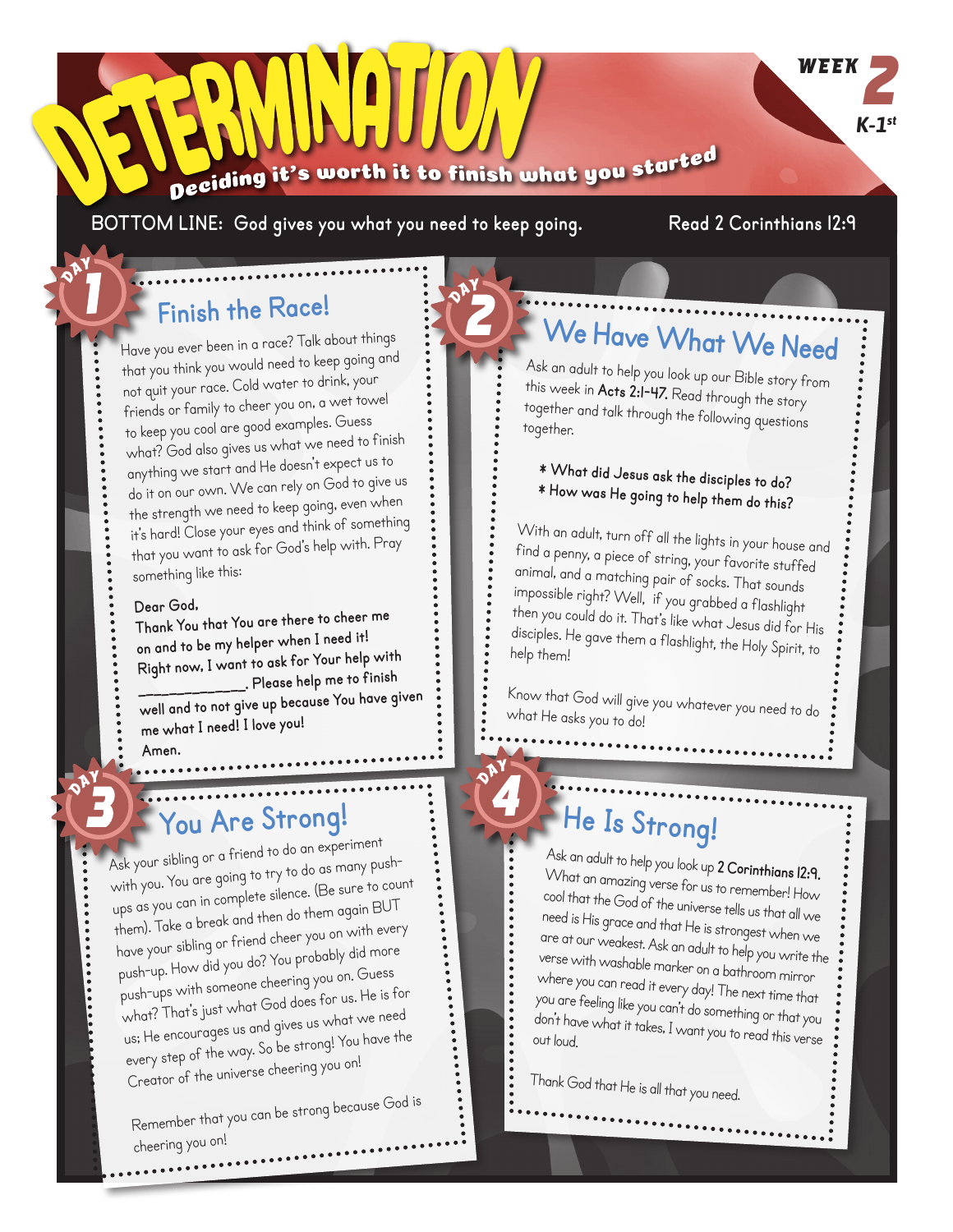# DETERMINATION

*Deciding it's worth it to finish what you started*

**WEEK 2**
**K-1st**

**BOTTOM LINE:** God gives you what you need to keep going.

Read 2 Corinthians 12:9

## DAY 1: Finish the Race!

Have you ever been in a race? Talk about things that you think you would need to keep going and not quit your race. Cold water to drink, your friends or family to cheer you on, a wet towel to keep you cool are good examples. Guess what? God also gives us what we need to finish anything we start and He doesn't expect us to do it on our own. We can rely on God to give us the strength we need to keep going, even when it's hard! Close your eyes and think of something that you want to ask for God's help with. Pray something like this:

**Dear God,**
**Thank You that You are there to cheer me on and to be my helper when I need it! Right now, I want to ask for Your help with ____________. Please help me to finish well and to not give up because You have given me what I need! I love you!**
**Amen.**

## DAY 2: We Have What We Need

Ask an adult to help you look up our Bible story from this week in **Acts 2:1-47.** Read through the story together and talk through the following questions together.

* **What did Jesus ask the disciples to do?**
* **How was He going to help them do this?**

With an adult, turn off all the lights in your house and find a penny, a piece of string, your favorite stuffed animal, and a matching pair of socks. That sounds impossible right? Well, if you grabbed a flashlight then you could do it. That's like what Jesus did for His disciples. He gave them a flashlight, the Holy Spirit, to help them!

Know that God will give you whatever you need to do what He asks you to do!

## DAY 3: You Are Strong!

Ask your sibling or a friend to do an experiment with you. You are going to try to do as many push-ups as you can in complete silence. (Be sure to count them). Take a break and then do them again BUT have your sibling or friend cheer you on with every push-up. How did you do? You probably did more push-ups with someone cheering you on. Guess what? That's just what God does for us. He is for us; He encourages us and gives us what we need every step of the way. So be strong! You have the Creator of the universe cheering you on!

Remember that you can be strong because God is cheering you on!

## DAY 4: He Is Strong!

Ask an adult to help you look up **2 Corinthians 12:9.** What an amazing verse for us to remember! How cool that the God of the universe tells us that all we need is His grace and that He is strongest when we are at our weakest. Ask an adult to help you write the verse with washable marker on a bathroom mirror where you can read it every day! The next time that you are feeling like you can't do something or that you don't have what it takes, I want you to read this verse out loud.

Thank God that He is all that you need.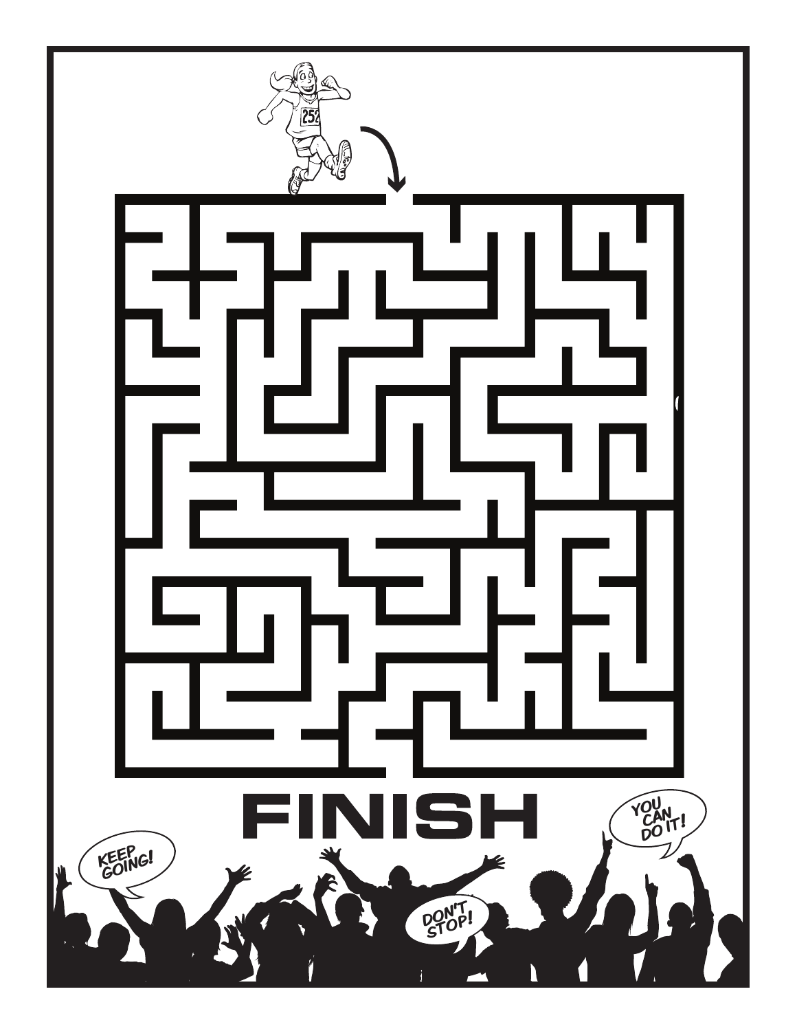252

# FINISH

KEEP GOING!

DON'T STOP!

YOU CAN DO IT!